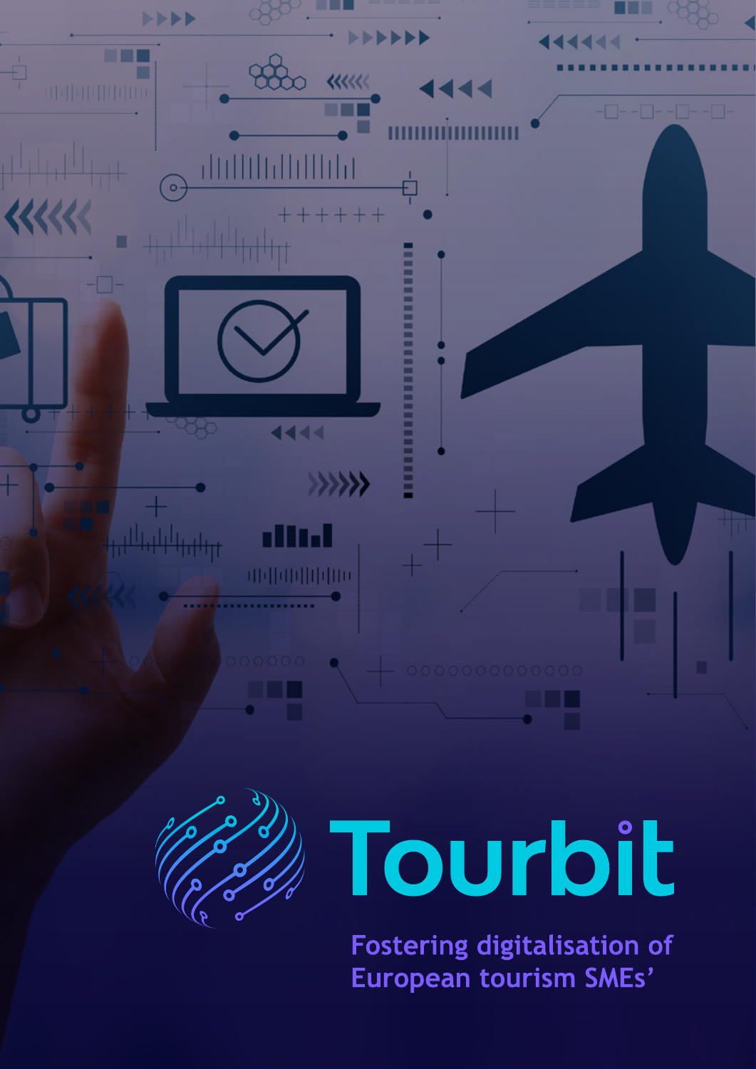# Tourbit

Fostering digitalisation of European tourism SMEs’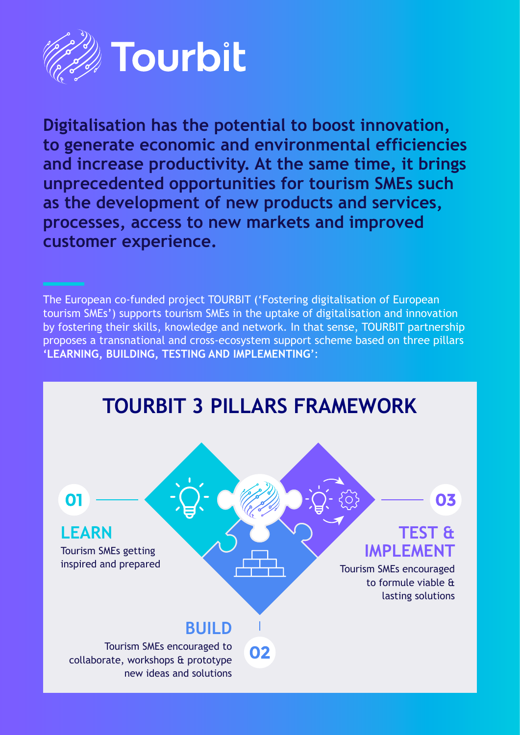# Tourbit

**Digitalisation has the potential to boost innovation, to generate economic and environmental efficiencies and increase productivity. At the same time, it brings unprecedented opportunities for tourism SMEs such as the development of new products and services, processes, access to new markets and improved customer experience.**

The European co-funded project TOURBIT ('Fostering digitalisation of European tourism SMEs') supports tourism SMEs in the uptake of digitalisation and innovation by fostering their skills, knowledge and network. In that sense, TOURBIT partnership proposes a transnational and cross-ecosystem support scheme based on three pillars **'LEARNING, BUILDING, TESTING AND IMPLEMENTING'**:

## TOURBIT 3 PILLARS FRAMEWORK

### 01 LEARN

Tourism SMEs getting inspired and prepared

### 02 BUILD

Tourism SMEs encouraged to collaborate, workshops & prototype new ideas and solutions

### 03 TEST & IMPLEMENT

Tourism SMEs encouraged to formule viable & lasting solutions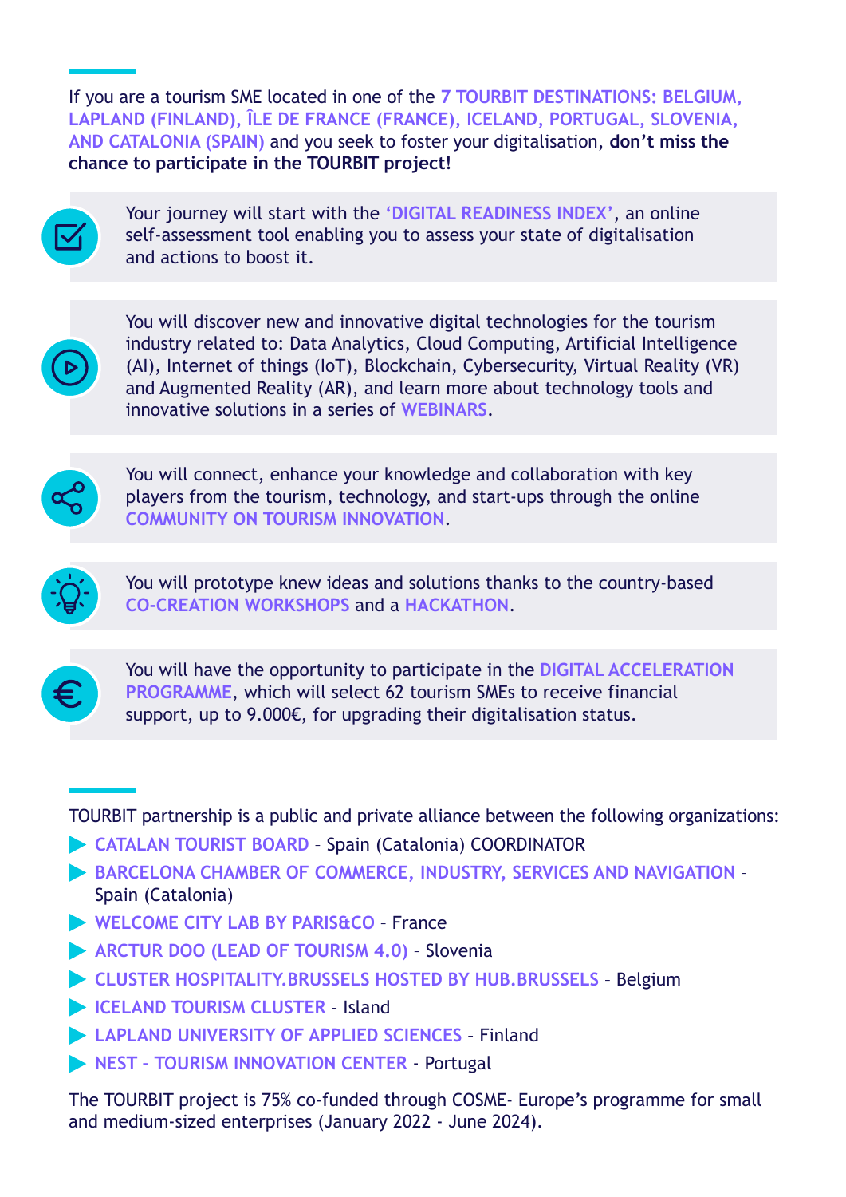If you are a tourism SME located in one of the **7 TOURBIT DESTINATIONS: BELGIUM, LAPLAND (FINLAND), ÎLE DE FRANCE (FRANCE), ICELAND, PORTUGAL, SLOVENIA, AND CATALONIA (SPAIN)** and you seek to foster your digitalisation, **don't miss the chance to participate in the TOURBIT project!**

- Your journey will start with the **'DIGITAL READINESS INDEX'**, an online self-assessment tool enabling you to assess your state of digitalisation and actions to boost it.

- You will discover new and innovative digital technologies for the tourism industry related to: Data Analytics, Cloud Computing, Artificial Intelligence (AI), Internet of things (IoT), Blockchain, Cybersecurity, Virtual Reality (VR) and Augmented Reality (AR), and learn more about technology tools and innovative solutions in a series of **WEBINARS**.

- You will connect, enhance your knowledge and collaboration with key players from the tourism, technology, and start-ups through the online **COMMUNITY ON TOURISM INNOVATION**.

- You will prototype knew ideas and solutions thanks to the country-based **CO-CREATION WORKSHOPS** and a **HACKATHON**.

- You will have the opportunity to participate in the **DIGITAL ACCELERATION PROGRAMME**, which will select 62 tourism SMEs to receive financial support, up to 9.000€, for upgrading their digitalisation status.

TOURBIT partnership is a public and private alliance between the following organizations:

- **CATALAN TOURIST BOARD** – Spain (Catalonia) COORDINATOR
- **BARCELONA CHAMBER OF COMMERCE, INDUSTRY, SERVICES AND NAVIGATION** – Spain (Catalonia)
- **WELCOME CITY LAB BY PARIS&CO** – France
- **ARCTUR DOO (LEAD OF TOURISM 4.0)** – Slovenia
- **CLUSTER HOSPITALITY.BRUSSELS HOSTED BY HUB.BRUSSELS** – Belgium
- **ICELAND TOURISM CLUSTER** – Island
- **LAPLAND UNIVERSITY OF APPLIED SCIENCES** – Finland
- **NEST – TOURISM INNOVATION CENTER** - Portugal

The TOURBIT project is 75% co-funded through COSME- Europe's programme for small and medium-sized enterprises (January 2022 - June 2024).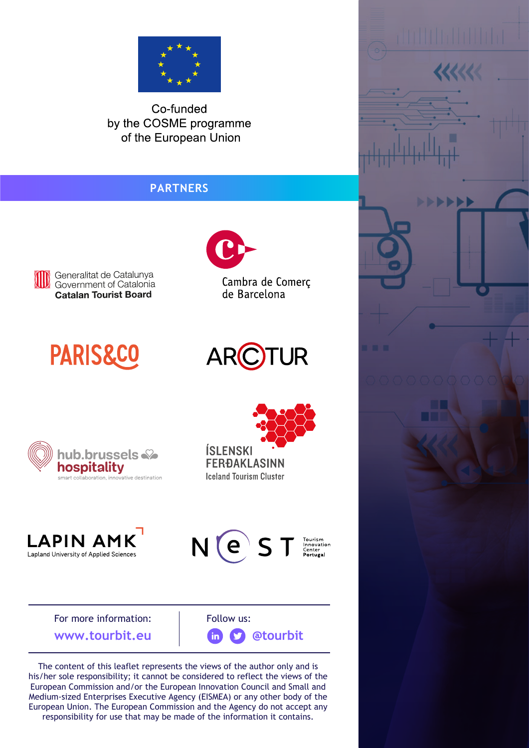Co-funded
by the COSME programme
of the European Union

## PARTNERS

Generalitat de Catalunya
Government of Catalonia
**Catalan Tourist Board**

Cambra de Comerç
de Barcelona

PARIS&CO

ARCTUR

hub.brussels
hospitality
smart collaboration, innovative destination

ÍSLENSKI
FERÐAKLASINN
Iceland Tourism Cluster

LAPIN AMK
Lapland University of Applied Sciences

NeST Tourism Innovation Center Portugal

For more information:
www.tourbit.eu

Follow us:
@tourbit

The content of this leaflet represents the views of the author only and is his/her sole responsibility; it cannot be considered to reflect the views of the European Commission and/or the European Innovation Council and Small and Medium-sized Enterprises Executive Agency (EISMEA) or any other body of the European Union. The European Commission and the Agency do not accept any responsibility for use that may be made of the information it contains.